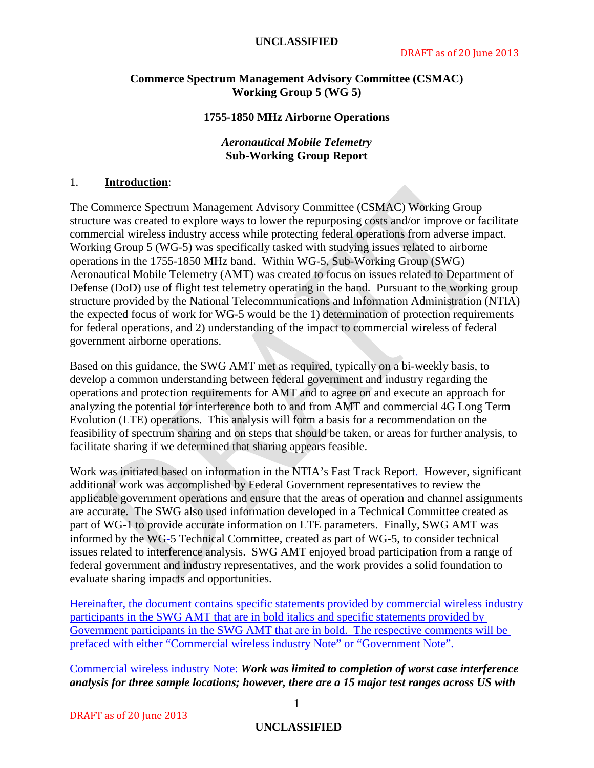**Commerce Spectrum Management Advisory Committee (CSMAC)**
**Working Group 5 (WG 5)**

**1755-1850 MHz Airborne Operations**

***Aeronautical Mobile Telemetry***
**Sub-Working Group Report**

## 1. Introduction:

The Commerce Spectrum Management Advisory Committee (CSMAC) Working Group structure was created to explore ways to lower the repurposing costs and/or improve or facilitate commercial wireless industry access while protecting federal operations from adverse impact. Working Group 5 (WG-5) was specifically tasked with studying issues related to airborne operations in the 1755-1850 MHz band. Within WG-5, Sub-Working Group (SWG) Aeronautical Mobile Telemetry (AMT) was created to focus on issues related to Department of Defense (DoD) use of flight test telemetry operating in the band. Pursuant to the working group structure provided by the National Telecommunications and Information Administration (NTIA) the expected focus of work for WG-5 would be the 1) determination of protection requirements for federal operations, and 2) understanding of the impact to commercial wireless of federal government airborne operations.

Based on this guidance, the SWG AMT met as required, typically on a bi-weekly basis, to develop a common understanding between federal government and industry regarding the operations and protection requirements for AMT and to agree on and execute an approach for analyzing the potential for interference both to and from AMT and commercial 4G Long Term Evolution (LTE) operations. This analysis will form a basis for a recommendation on the feasibility of spectrum sharing and on steps that should be taken, or areas for further analysis, to facilitate sharing if we determined that sharing appears feasible.

Work was initiated based on information in the NTIA's Fast Track Report. However, significant additional work was accomplished by Federal Government representatives to review the applicable government operations and ensure that the areas of operation and channel assignments are accurate. The SWG also used information developed in a Technical Committee created as part of WG-1 to provide accurate information on LTE parameters. Finally, SWG AMT was informed by the WG-5 Technical Committee, created as part of WG-5, to consider technical issues related to interference analysis. SWG AMT enjoyed broad participation from a range of federal government and industry representatives, and the work provides a solid foundation to evaluate sharing impacts and opportunities.

Hereinafter, the document contains specific statements provided by commercial wireless industry participants in the SWG AMT that are in bold italics and specific statements provided by Government participants in the SWG AMT that are in bold. The respective comments will be prefaced with either "Commercial wireless industry Note" or "Government Note".

Commercial wireless industry Note: ***Work was limited to completion of worst case interference analysis for three sample locations; however, there are a 15 major test ranges across US with***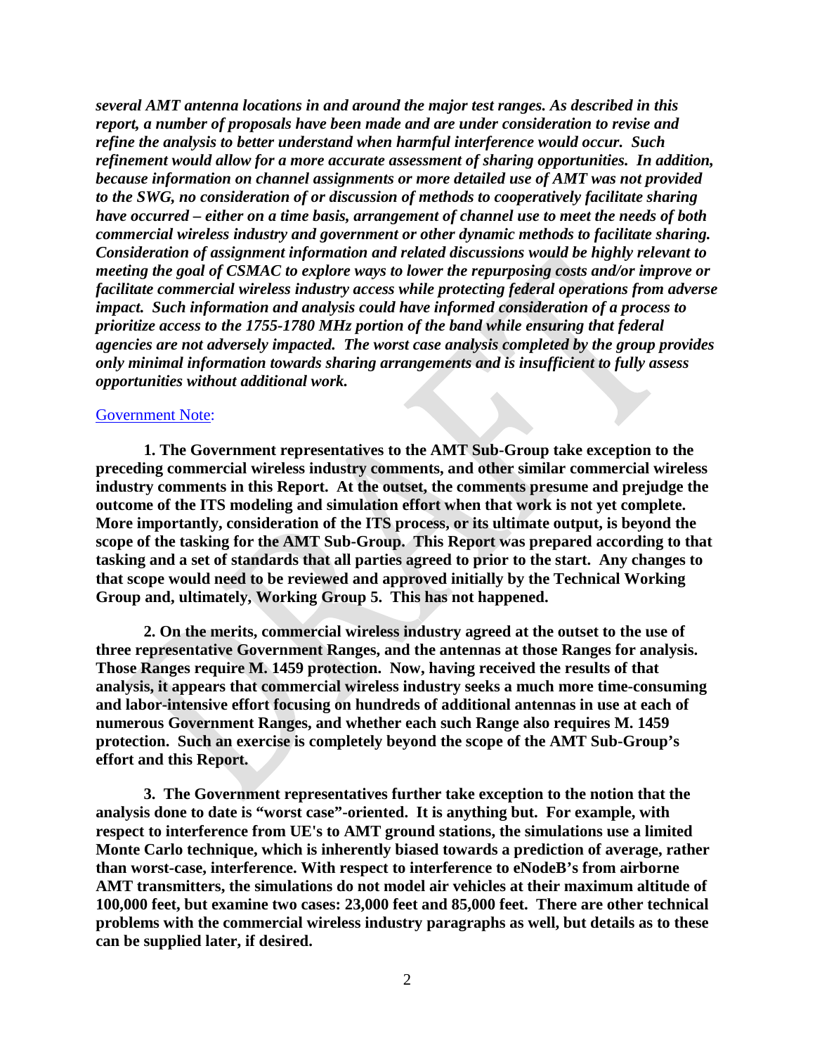***several AMT antenna locations in and around the major test ranges. As described in this report, a number of proposals have been made and are under consideration to revise and refine the analysis to better understand when harmful interference would occur. Such refinement would allow for a more accurate assessment of sharing opportunities. In addition, because information on channel assignments or more detailed use of AMT was not provided to the SWG, no consideration of or discussion of methods to cooperatively facilitate sharing have occurred – either on a time basis, arrangement of channel use to meet the needs of both commercial wireless industry and government or other dynamic methods to facilitate sharing. Consideration of assignment information and related discussions would be highly relevant to meeting the goal of CSMAC to explore ways to lower the repurposing costs and/or improve or facilitate commercial wireless industry access while protecting federal operations from adverse impact. Such information and analysis could have informed consideration of a process to prioritize access to the 1755-1780 MHz portion of the band while ensuring that federal agencies are not adversely impacted. The worst case analysis completed by the group provides only minimal information towards sharing arrangements and is insufficient to fully assess opportunities without additional work.***

Government Note:

**1. The Government representatives to the AMT Sub-Group take exception to the preceding commercial wireless industry comments, and other similar commercial wireless industry comments in this Report. At the outset, the comments presume and prejudge the outcome of the ITS modeling and simulation effort when that work is not yet complete. More importantly, consideration of the ITS process, or its ultimate output, is beyond the scope of the tasking for the AMT Sub-Group. This Report was prepared according to that tasking and a set of standards that all parties agreed to prior to the start. Any changes to that scope would need to be reviewed and approved initially by the Technical Working Group and, ultimately, Working Group 5. This has not happened.**

**2. On the merits, commercial wireless industry agreed at the outset to the use of three representative Government Ranges, and the antennas at those Ranges for analysis. Those Ranges require M. 1459 protection. Now, having received the results of that analysis, it appears that commercial wireless industry seeks a much more time-consuming and labor-intensive effort focusing on hundreds of additional antennas in use at each of numerous Government Ranges, and whether each such Range also requires M. 1459 protection. Such an exercise is completely beyond the scope of the AMT Sub-Group's effort and this Report.**

**3. The Government representatives further take exception to the notion that the analysis done to date is "worst case"-oriented. It is anything but. For example, with respect to interference from UE's to AMT ground stations, the simulations use a limited Monte Carlo technique, which is inherently biased towards a prediction of average, rather than worst-case, interference. With respect to interference to eNodeB's from airborne AMT transmitters, the simulations do not model air vehicles at their maximum altitude of 100,000 feet, but examine two cases: 23,000 feet and 85,000 feet. There are other technical problems with the commercial wireless industry paragraphs as well, but details as to these can be supplied later, if desired.**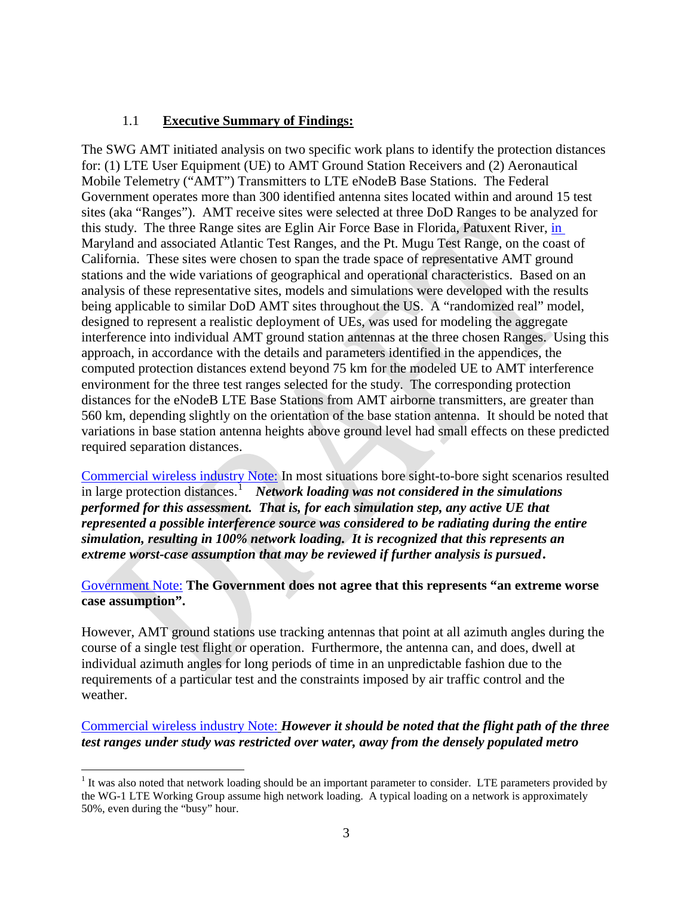### 1.1 **Executive Summary of Findings:**

The SWG AMT initiated analysis on two specific work plans to identify the protection distances for: (1) LTE User Equipment (UE) to AMT Ground Station Receivers and (2) Aeronautical Mobile Telemetry ("AMT") Transmitters to LTE eNodeB Base Stations. The Federal Government operates more than 300 identified antenna sites located within and around 15 test sites (aka "Ranges"). AMT receive sites were selected at three DoD Ranges to be analyzed for this study. The three Range sites are Eglin Air Force Base in Florida, Patuxent River, in Maryland and associated Atlantic Test Ranges, and the Pt. Mugu Test Range, on the coast of California. These sites were chosen to span the trade space of representative AMT ground stations and the wide variations of geographical and operational characteristics. Based on an analysis of these representative sites, models and simulations were developed with the results being applicable to similar DoD AMT sites throughout the US. A "randomized real" model, designed to represent a realistic deployment of UEs, was used for modeling the aggregate interference into individual AMT ground station antennas at the three chosen Ranges. Using this approach, in accordance with the details and parameters identified in the appendices, the computed protection distances extend beyond 75 km for the modeled UE to AMT interference environment for the three test ranges selected for the study. The corresponding protection distances for the eNodeB LTE Base Stations from AMT airborne transmitters, are greater than 560 km, depending slightly on the orientation of the base station antenna. It should be noted that variations in base station antenna heights above ground level had small effects on these predicted required separation distances.

Commercial wireless industry Note: In most situations bore sight-to-bore sight scenarios resulted in large protection distances.[1] ***Network loading was not considered in the simulations performed for this assessment. That is, for each simulation step, any active UE that represented a possible interference source was considered to be radiating during the entire simulation, resulting in 100% network loading. It is recognized that this represents an extreme worst-case assumption that may be reviewed if further analysis is pursued.***

Government Note: **The Government does not agree that this represents "an extreme worse case assumption".**

However, AMT ground stations use tracking antennas that point at all azimuth angles during the course of a single test flight or operation. Furthermore, the antenna can, and does, dwell at individual azimuth angles for long periods of time in an unpredictable fashion due to the requirements of a particular test and the constraints imposed by air traffic control and the weather.

Commercial wireless industry Note: ***However it should be noted that the flight path of the three test ranges under study was restricted over water, away from the densely populated metro***

---

[1] It was also noted that network loading should be an important parameter to consider. LTE parameters provided by the WG-1 LTE Working Group assume high network loading. A typical loading on a network is approximately 50%, even during the "busy" hour.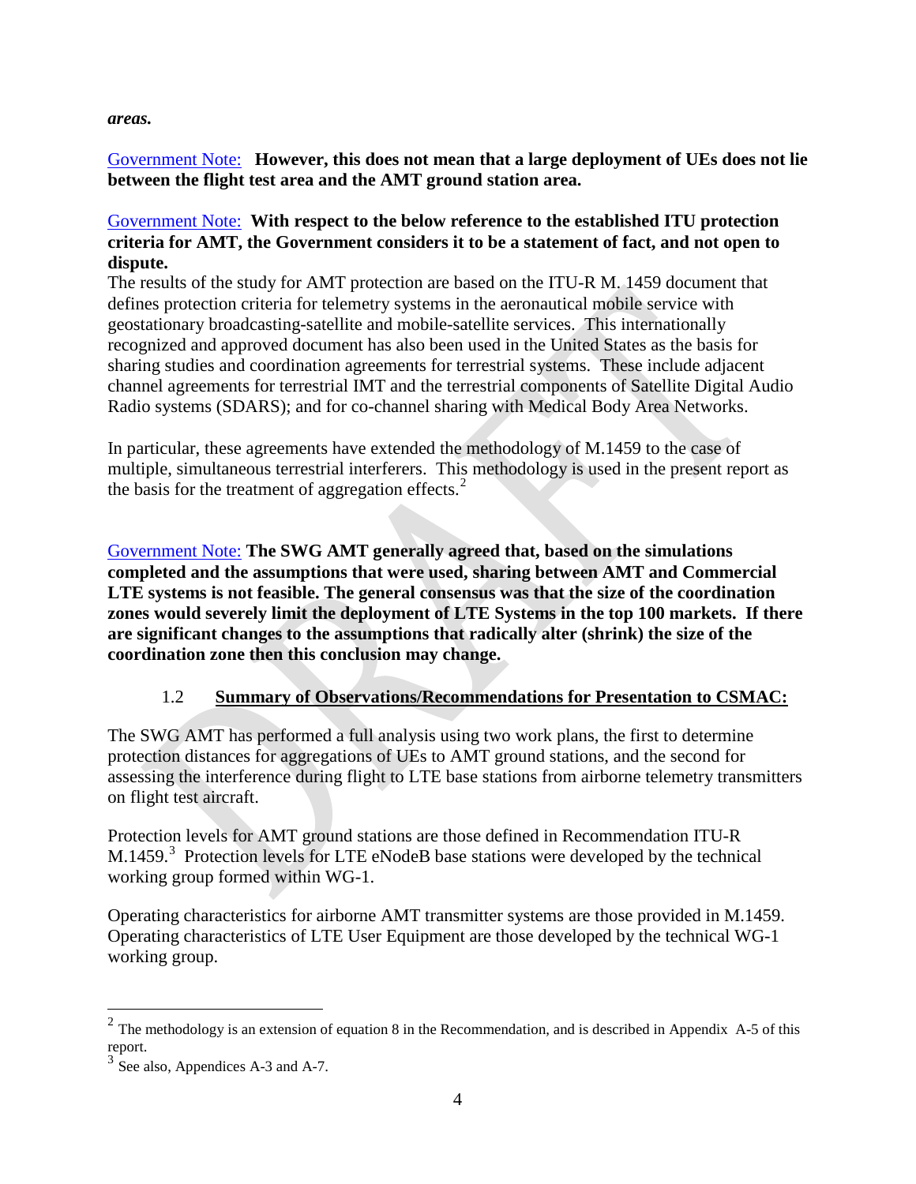***areas.***

Government Note: **However, this does not mean that a large deployment of UEs does not lie between the flight test area and the AMT ground station area.**

Government Note: **With respect to the below reference to the established ITU protection criteria for AMT, the Government considers it to be a statement of fact, and not open to dispute.**

The results of the study for AMT protection are based on the ITU-R M. 1459 document that defines protection criteria for telemetry systems in the aeronautical mobile service with geostationary broadcasting-satellite and mobile-satellite services. This internationally recognized and approved document has also been used in the United States as the basis for sharing studies and coordination agreements for terrestrial systems. These include adjacent channel agreements for terrestrial IMT and the terrestrial components of Satellite Digital Audio Radio systems (SDARS); and for co-channel sharing with Medical Body Area Networks.

In particular, these agreements have extended the methodology of M.1459 to the case of multiple, simultaneous terrestrial interferers. This methodology is used in the present report as the basis for the treatment of aggregation effects.[2]

Government Note: **The SWG AMT generally agreed that, based on the simulations completed and the assumptions that were used, sharing between AMT and Commercial LTE systems is not feasible. The general consensus was that the size of the coordination zones would severely limit the deployment of LTE Systems in the top 100 markets. If there are significant changes to the assumptions that radically alter (shrink) the size of the coordination zone then this conclusion may change.**

## 1.2 Summary of Observations/Recommendations for Presentation to CSMAC:

The SWG AMT has performed a full analysis using two work plans, the first to determine protection distances for aggregations of UEs to AMT ground stations, and the second for assessing the interference during flight to LTE base stations from airborne telemetry transmitters on flight test aircraft.

Protection levels for AMT ground stations are those defined in Recommendation ITU-R M.1459.[3] Protection levels for LTE eNodeB base stations were developed by the technical working group formed within WG-1.

Operating characteristics for airborne AMT transmitter systems are those provided in M.1459. Operating characteristics of LTE User Equipment are those developed by the technical WG-1 working group.

---

[2] The methodology is an extension of equation 8 in the Recommendation, and is described in Appendix A-5 of this report.

[3] See also, Appendices A-3 and A-7.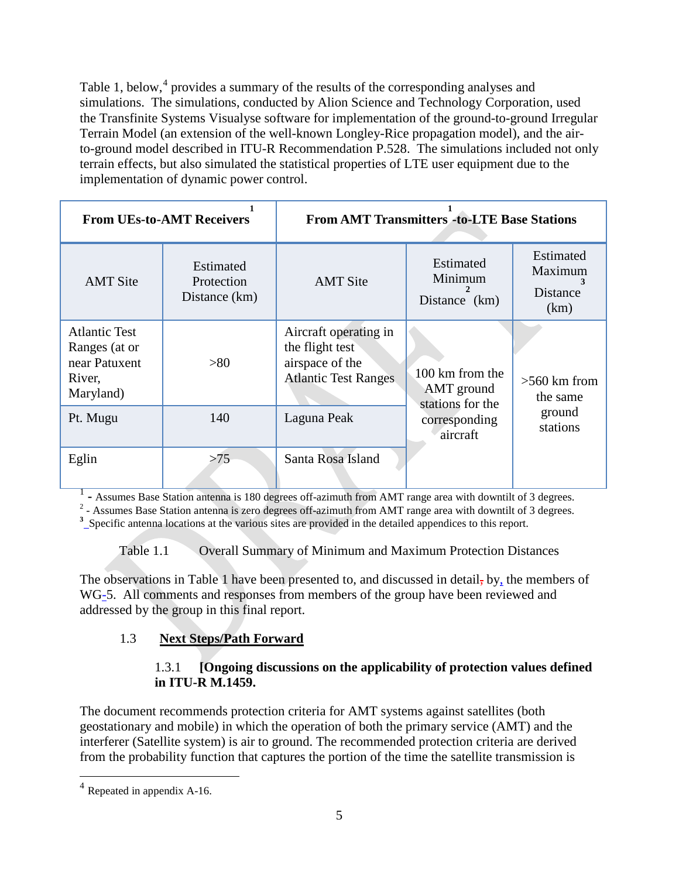Table 1, below,[4] provides a summary of the results of the corresponding analyses and simulations. The simulations, conducted by Alion Science and Technology Corporation, used the Transfinite Systems Visualyse software for implementation of the ground-to-ground Irregular Terrain Model (an extension of the well-known Longley-Rice propagation model), and the air-to-ground model described in ITU-R Recommendation P.528. The simulations included not only terrain effects, but also simulated the statistical properties of LTE user equipment due to the implementation of dynamic power control.

| **From UEs-to-AMT Receivers[1]** | | **From AMT Transmitters[1]-to-LTE Base Stations** | | |
|---|---|---|---|---|
| AMT Site | Estimated Protection Distance (km) | AMT Site | Estimated Minimum Distance[2] (km) | Estimated Maximum Distance[3] (km) |
| Atlantic Test Ranges (at or near Patuxent River, Maryland) | >80 | Aircraft operating in the flight test airspace of the Atlantic Test Ranges | 100 km from the AMT ground stations for the corresponding aircraft | >560 km from the same ground stations |
| Pt. Mugu | 140 | Laguna Peak | | |
| Eglin | >75 | Santa Rosa Island | | |

[1] - Assumes Base Station antenna is 180 degrees off-azimuth from AMT range area with downtilt of 3 degrees.
[2] - Assumes Base Station antenna is zero degrees off-azimuth from AMT range area with downtilt of 3 degrees.
[3] Specific antenna locations at the various sites are provided in the detailed appendices to this report.

Table 1.1 Overall Summary of Minimum and Maximum Protection Distances

The observations in Table 1 have been presented to, and discussed in detail, by, the members of WG-5. All comments and responses from members of the group have been reviewed and addressed by the group in this final report.

## 1.3 <u>Next Steps/Path Forward</u>

### 1.3.1 [Ongoing discussions on the applicability of protection values defined in ITU-R M.1459.

The document recommends protection criteria for AMT systems against satellites (both geostationary and mobile) in which the operation of both the primary service (AMT) and the interferer (Satellite system) is air to ground. The recommended protection criteria are derived from the probability function that captures the portion of the time the satellite transmission is

[4] Repeated in appendix A-16.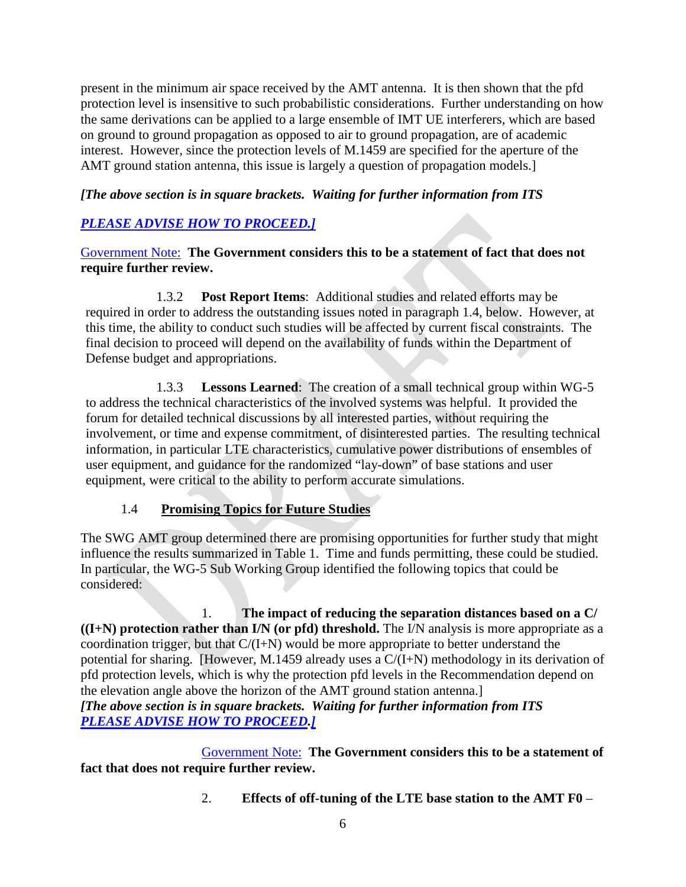present in the minimum air space received by the AMT antenna. It is then shown that the pfd protection level is insensitive to such probabilistic considerations. Further understanding on how the same derivations can be applied to a large ensemble of IMT UE interferers, which are based on ground to ground propagation as opposed to air to ground propagation, are of academic interest. However, since the protection levels of M.1459 are specified for the aperture of the AMT ground station antenna, this issue is largely a question of propagation models.]

***[The above section is in square brackets. Waiting for further information from ITS***

***PLEASE ADVISE HOW TO PROCEED.]***

Government Note: **The Government considers this to be a statement of fact that does not require further review.**

1.3.2 **Post Report Items**: Additional studies and related efforts may be required in order to address the outstanding issues noted in paragraph 1.4, below. However, at this time, the ability to conduct such studies will be affected by current fiscal constraints. The final decision to proceed will depend on the availability of funds within the Department of Defense budget and appropriations.

1.3.3 **Lessons Learned**: The creation of a small technical group within WG-5 to address the technical characteristics of the involved systems was helpful. It provided the forum for detailed technical discussions by all interested parties, without requiring the involvement, or time and expense commitment, of disinterested parties. The resulting technical information, in particular LTE characteristics, cumulative power distributions of ensembles of user equipment, and guidance for the randomized "lay-down" of base stations and user equipment, were critical to the ability to perform accurate simulations.

### 1.4 Promising Topics for Future Studies

The SWG AMT group determined there are promising opportunities for further study that might influence the results summarized in Table 1. Time and funds permitting, these could be studied. In particular, the WG-5 Sub Working Group identified the following topics that could be considered:

1. **The impact of reducing the separation distances based on a C/((I+N) protection rather than I/N (or pfd) threshold.** The I/N analysis is more appropriate as a coordination trigger, but that C/(I+N) would be more appropriate to better understand the potential for sharing. [However, M.1459 already uses a C/(I+N) methodology in its derivation of pfd protection levels, which is why the protection pfd levels in the Recommendation depend on the elevation angle above the horizon of the AMT ground station antenna.]
***[The above section is in square brackets. Waiting for further information from ITS***
***PLEASE ADVISE HOW TO PROCEED.]***

Government Note: **The Government considers this to be a statement of fact that does not require further review.**

2. **Effects of off-tuning of the LTE base station to the AMT F0 –**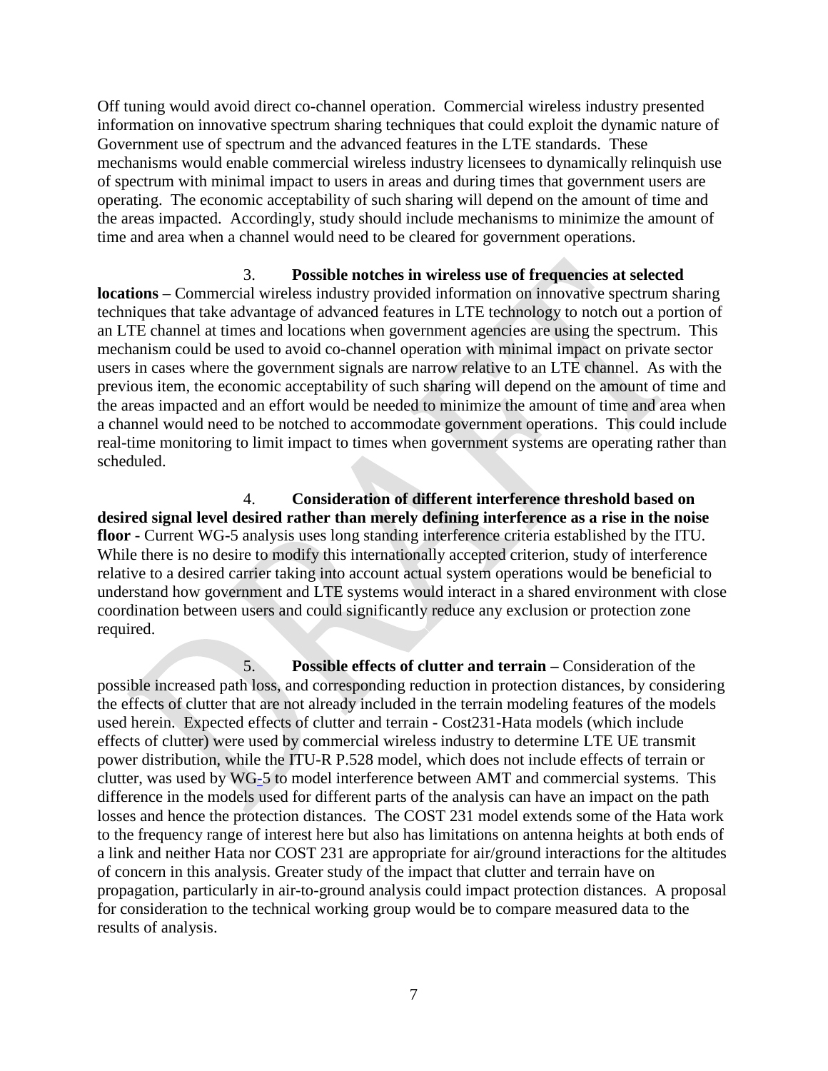Off tuning would avoid direct co-channel operation. Commercial wireless industry presented information on innovative spectrum sharing techniques that could exploit the dynamic nature of Government use of spectrum and the advanced features in the LTE standards. These mechanisms would enable commercial wireless industry licensees to dynamically relinquish use of spectrum with minimal impact to users in areas and during times that government users are operating. The economic acceptability of such sharing will depend on the amount of time and the areas impacted. Accordingly, study should include mechanisms to minimize the amount of time and area when a channel would need to be cleared for government operations.

3. **Possible notches in wireless use of frequencies at selected locations** – Commercial wireless industry provided information on innovative spectrum sharing techniques that take advantage of advanced features in LTE technology to notch out a portion of an LTE channel at times and locations when government agencies are using the spectrum. This mechanism could be used to avoid co-channel operation with minimal impact on private sector users in cases where the government signals are narrow relative to an LTE channel. As with the previous item, the economic acceptability of such sharing will depend on the amount of time and the areas impacted and an effort would be needed to minimize the amount of time and area when a channel would need to be notched to accommodate government operations. This could include real-time monitoring to limit impact to times when government systems are operating rather than scheduled.

4. **Consideration of different interference threshold based on desired signal level desired rather than merely defining interference as a rise in the noise floor** - Current WG-5 analysis uses long standing interference criteria established by the ITU. While there is no desire to modify this internationally accepted criterion, study of interference relative to a desired carrier taking into account actual system operations would be beneficial to understand how government and LTE systems would interact in a shared environment with close coordination between users and could significantly reduce any exclusion or protection zone required.

5. **Possible effects of clutter and terrain –** Consideration of the possible increased path loss, and corresponding reduction in protection distances, by considering the effects of clutter that are not already included in the terrain modeling features of the models used herein. Expected effects of clutter and terrain - Cost231-Hata models (which include effects of clutter) were used by commercial wireless industry to determine LTE UE transmit power distribution, while the ITU-R P.528 model, which does not include effects of terrain or clutter, was used by WG-5 to model interference between AMT and commercial systems. This difference in the models used for different parts of the analysis can have an impact on the path losses and hence the protection distances. The COST 231 model extends some of the Hata work to the frequency range of interest here but also has limitations on antenna heights at both ends of a link and neither Hata nor COST 231 are appropriate for air/ground interactions for the altitudes of concern in this analysis. Greater study of the impact that clutter and terrain have on propagation, particularly in air-to-ground analysis could impact protection distances. A proposal for consideration to the technical working group would be to compare measured data to the results of analysis.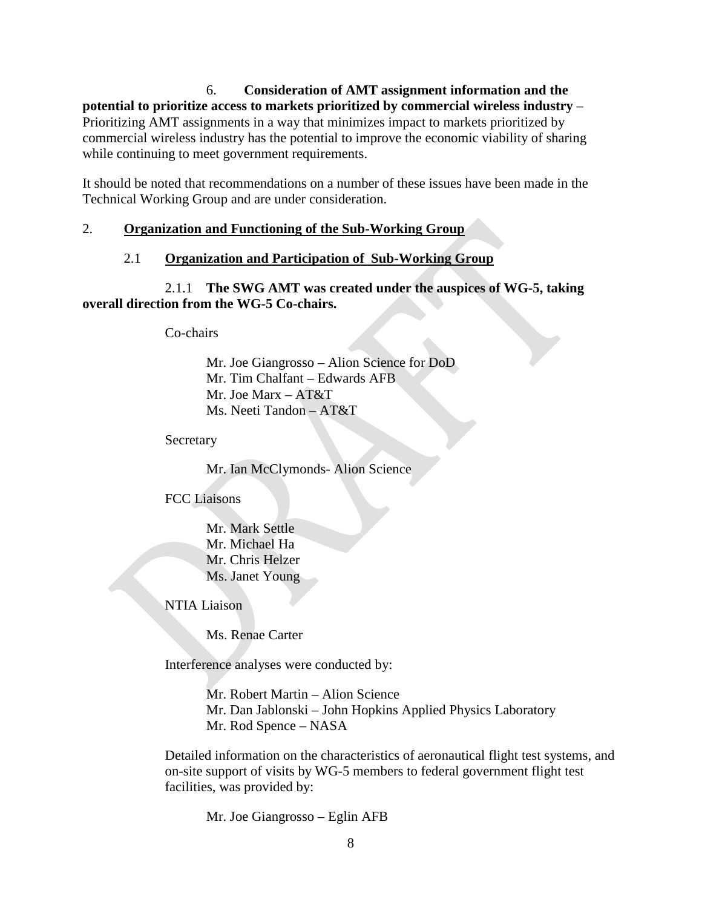6. **Consideration of AMT assignment information and the potential to prioritize access to markets prioritized by commercial wireless industry** – Prioritizing AMT assignments in a way that minimizes impact to markets prioritized by commercial wireless industry has the potential to improve the economic viability of sharing while continuing to meet government requirements.

It should be noted that recommendations on a number of these issues have been made in the Technical Working Group and are under consideration.

## 2. Organization and Functioning of the Sub-Working Group

### 2.1 Organization and Participation of Sub-Working Group

#### 2.1.1 The SWG AMT was created under the auspices of WG-5, taking overall direction from the WG-5 Co-chairs.

Co-chairs

Mr. Joe Giangrosso – Alion Science for DoD
Mr. Tim Chalfant – Edwards AFB
Mr. Joe Marx – AT&T
Ms. Neeti Tandon – AT&T

Secretary

Mr. Ian McClymonds- Alion Science

FCC Liaisons

Mr. Mark Settle
Mr. Michael Ha
Mr. Chris Helzer
Ms. Janet Young

NTIA Liaison

Ms. Renae Carter

Interference analyses were conducted by:

Mr. Robert Martin – Alion Science
Mr. Dan Jablonski – John Hopkins Applied Physics Laboratory
Mr. Rod Spence – NASA

Detailed information on the characteristics of aeronautical flight test systems, and on-site support of visits by WG-5 members to federal government flight test facilities, was provided by:

Mr. Joe Giangrosso – Eglin AFB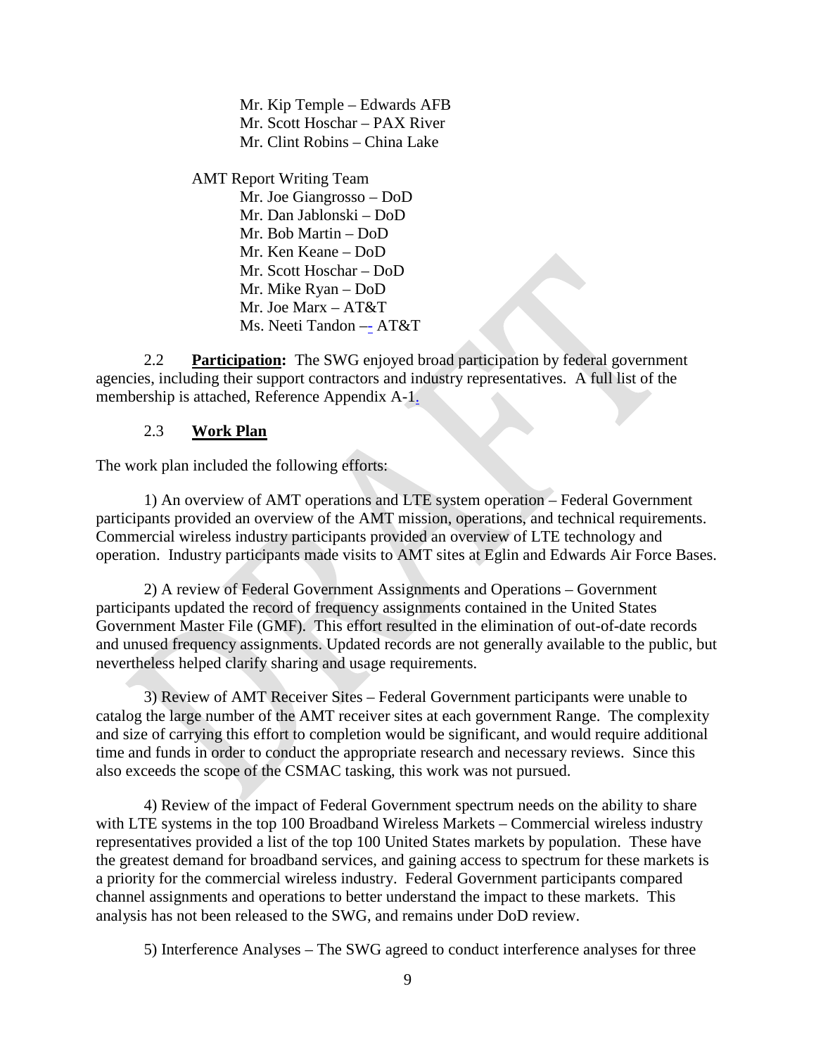Mr. Kip Temple – Edwards AFB
Mr. Scott Hoschar – PAX River
Mr. Clint Robins – China Lake

AMT Report Writing Team
Mr. Joe Giangrosso – DoD
Mr. Dan Jablonski – DoD
Mr. Bob Martin – DoD
Mr. Ken Keane – DoD
Mr. Scott Hoschar – DoD
Mr. Mike Ryan – DoD
Mr. Joe Marx – AT&T
Ms. Neeti Tandon –- AT&T

2.2 **Participation:** The SWG enjoyed broad participation by federal government agencies, including their support contractors and industry representatives. A full list of the membership is attached, Reference Appendix A-1.

2.3 **Work Plan**

The work plan included the following efforts:

1) An overview of AMT operations and LTE system operation – Federal Government participants provided an overview of the AMT mission, operations, and technical requirements. Commercial wireless industry participants provided an overview of LTE technology and operation. Industry participants made visits to AMT sites at Eglin and Edwards Air Force Bases.

2) A review of Federal Government Assignments and Operations – Government participants updated the record of frequency assignments contained in the United States Government Master File (GMF). This effort resulted in the elimination of out-of-date records and unused frequency assignments. Updated records are not generally available to the public, but nevertheless helped clarify sharing and usage requirements.

3) Review of AMT Receiver Sites – Federal Government participants were unable to catalog the large number of the AMT receiver sites at each government Range. The complexity and size of carrying this effort to completion would be significant, and would require additional time and funds in order to conduct the appropriate research and necessary reviews. Since this also exceeds the scope of the CSMAC tasking, this work was not pursued.

4) Review of the impact of Federal Government spectrum needs on the ability to share with LTE systems in the top 100 Broadband Wireless Markets – Commercial wireless industry representatives provided a list of the top 100 United States markets by population. These have the greatest demand for broadband services, and gaining access to spectrum for these markets is a priority for the commercial wireless industry. Federal Government participants compared channel assignments and operations to better understand the impact to these markets. This analysis has not been released to the SWG, and remains under DoD review.

5) Interference Analyses – The SWG agreed to conduct interference analyses for three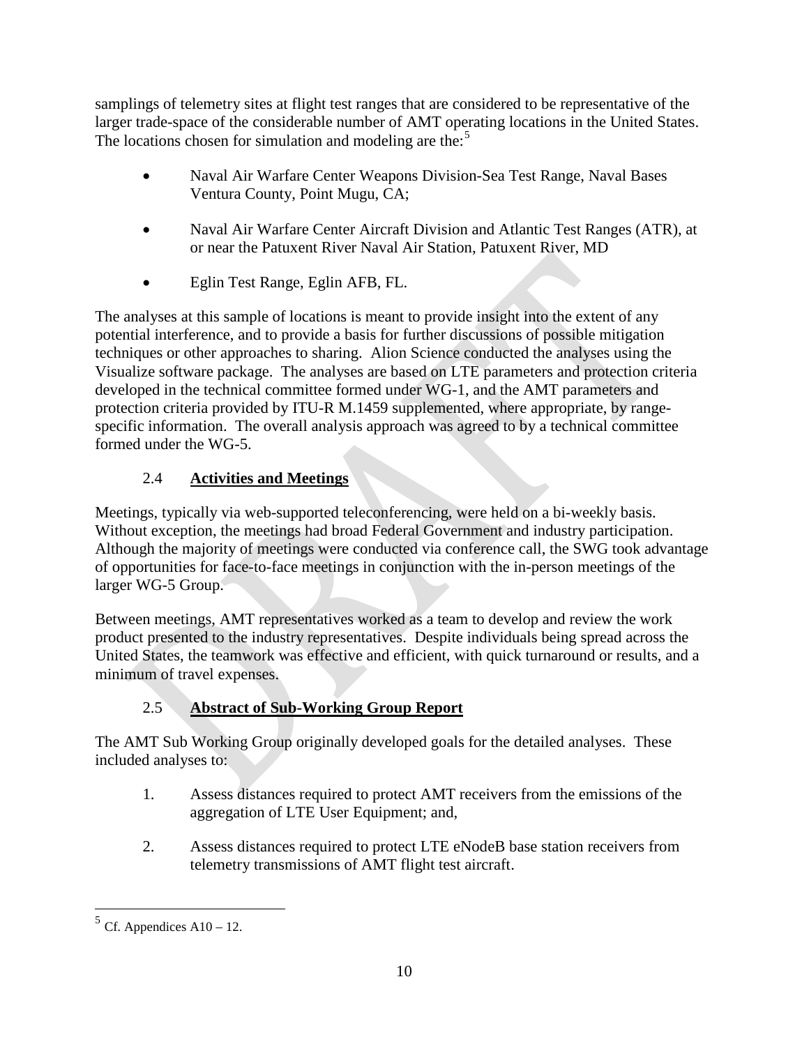samplings of telemetry sites at flight test ranges that are considered to be representative of the larger trade-space of the considerable number of AMT operating locations in the United States. The locations chosen for simulation and modeling are the:[5]

- Naval Air Warfare Center Weapons Division-Sea Test Range, Naval Bases Ventura County, Point Mugu, CA;
- Naval Air Warfare Center Aircraft Division and Atlantic Test Ranges (ATR), at or near the Patuxent River Naval Air Station, Patuxent River, MD
- Eglin Test Range, Eglin AFB, FL.

The analyses at this sample of locations is meant to provide insight into the extent of any potential interference, and to provide a basis for further discussions of possible mitigation techniques or other approaches to sharing. Alion Science conducted the analyses using the Visualize software package. The analyses are based on LTE parameters and protection criteria developed in the technical committee formed under WG-1, and the AMT parameters and protection criteria provided by ITU-R M.1459 supplemented, where appropriate, by range-specific information. The overall analysis approach was agreed to by a technical committee formed under the WG-5.

### 2.4 **Activities and Meetings**

Meetings, typically via web-supported teleconferencing, were held on a bi-weekly basis. Without exception, the meetings had broad Federal Government and industry participation. Although the majority of meetings were conducted via conference call, the SWG took advantage of opportunities for face-to-face meetings in conjunction with the in-person meetings of the larger WG-5 Group.

Between meetings, AMT representatives worked as a team to develop and review the work product presented to the industry representatives. Despite individuals being spread across the United States, the teamwork was effective and efficient, with quick turnaround or results, and a minimum of travel expenses.

### 2.5 **Abstract of Sub-Working Group Report**

The AMT Sub Working Group originally developed goals for the detailed analyses. These included analyses to:

1. Assess distances required to protect AMT receivers from the emissions of the aggregation of LTE User Equipment; and,
2. Assess distances required to protect LTE eNodeB base station receivers from telemetry transmissions of AMT flight test aircraft.

---

[5] Cf. Appendices A10 – 12.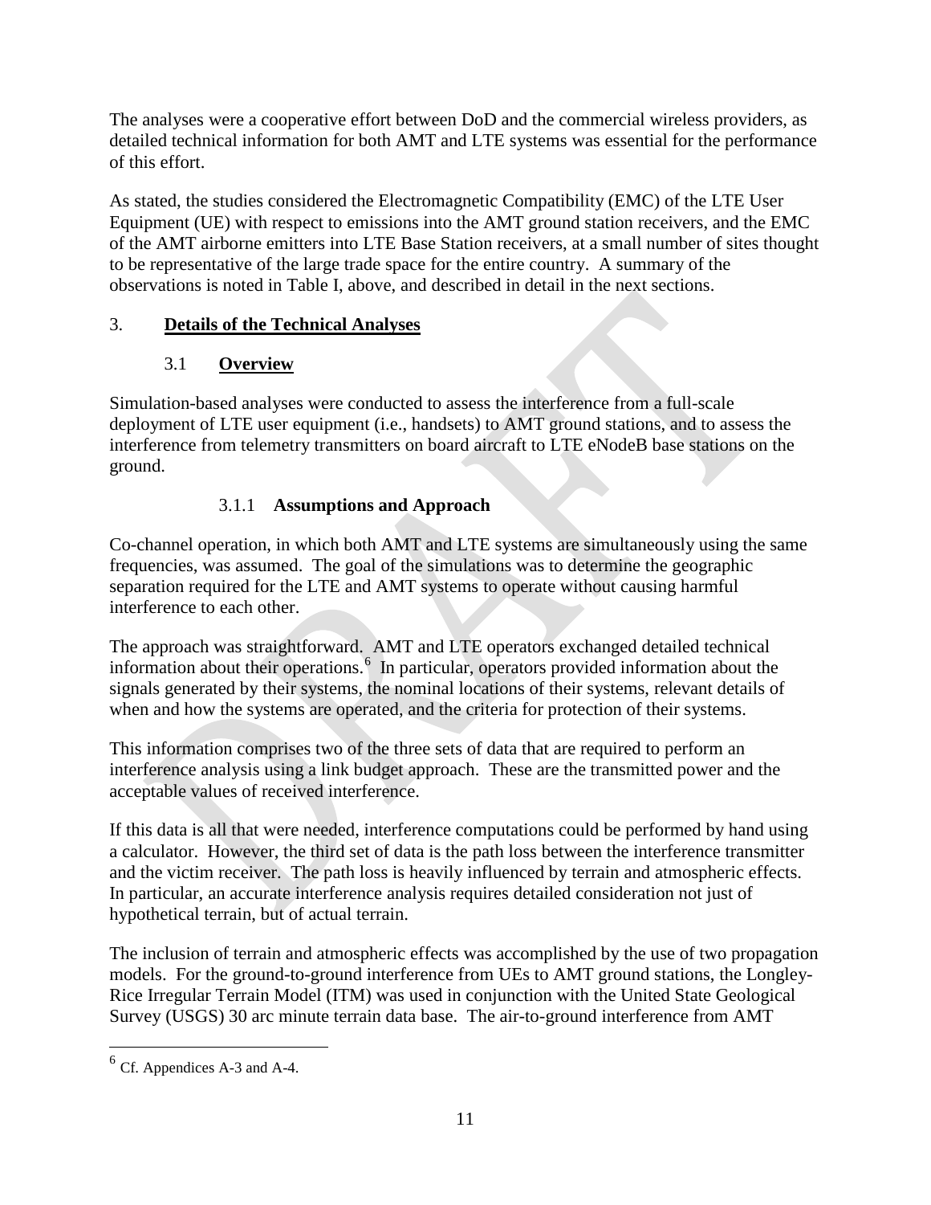The analyses were a cooperative effort between DoD and the commercial wireless providers, as detailed technical information for both AMT and LTE systems was essential for the performance of this effort.

As stated, the studies considered the Electromagnetic Compatibility (EMC) of the LTE User Equipment (UE) with respect to emissions into the AMT ground station receivers, and the EMC of the AMT airborne emitters into LTE Base Station receivers, at a small number of sites thought to be representative of the large trade space for the entire country. A summary of the observations is noted in Table I, above, and described in detail in the next sections.

## 3. Details of the Technical Analyses

### 3.1 Overview

Simulation-based analyses were conducted to assess the interference from a full-scale deployment of LTE user equipment (i.e., handsets) to AMT ground stations, and to assess the interference from telemetry transmitters on board aircraft to LTE eNodeB base stations on the ground.

#### 3.1.1 Assumptions and Approach

Co-channel operation, in which both AMT and LTE systems are simultaneously using the same frequencies, was assumed. The goal of the simulations was to determine the geographic separation required for the LTE and AMT systems to operate without causing harmful interference to each other.

The approach was straightforward. AMT and LTE operators exchanged detailed technical information about their operations.[6] In particular, operators provided information about the signals generated by their systems, the nominal locations of their systems, relevant details of when and how the systems are operated, and the criteria for protection of their systems.

This information comprises two of the three sets of data that are required to perform an interference analysis using a link budget approach. These are the transmitted power and the acceptable values of received interference.

If this data is all that were needed, interference computations could be performed by hand using a calculator. However, the third set of data is the path loss between the interference transmitter and the victim receiver. The path loss is heavily influenced by terrain and atmospheric effects. In particular, an accurate interference analysis requires detailed consideration not just of hypothetical terrain, but of actual terrain.

The inclusion of terrain and atmospheric effects was accomplished by the use of two propagation models. For the ground-to-ground interference from UEs to AMT ground stations, the Longley-Rice Irregular Terrain Model (ITM) was used in conjunction with the United State Geological Survey (USGS) 30 arc minute terrain data base. The air-to-ground interference from AMT

[6] Cf. Appendices A-3 and A-4.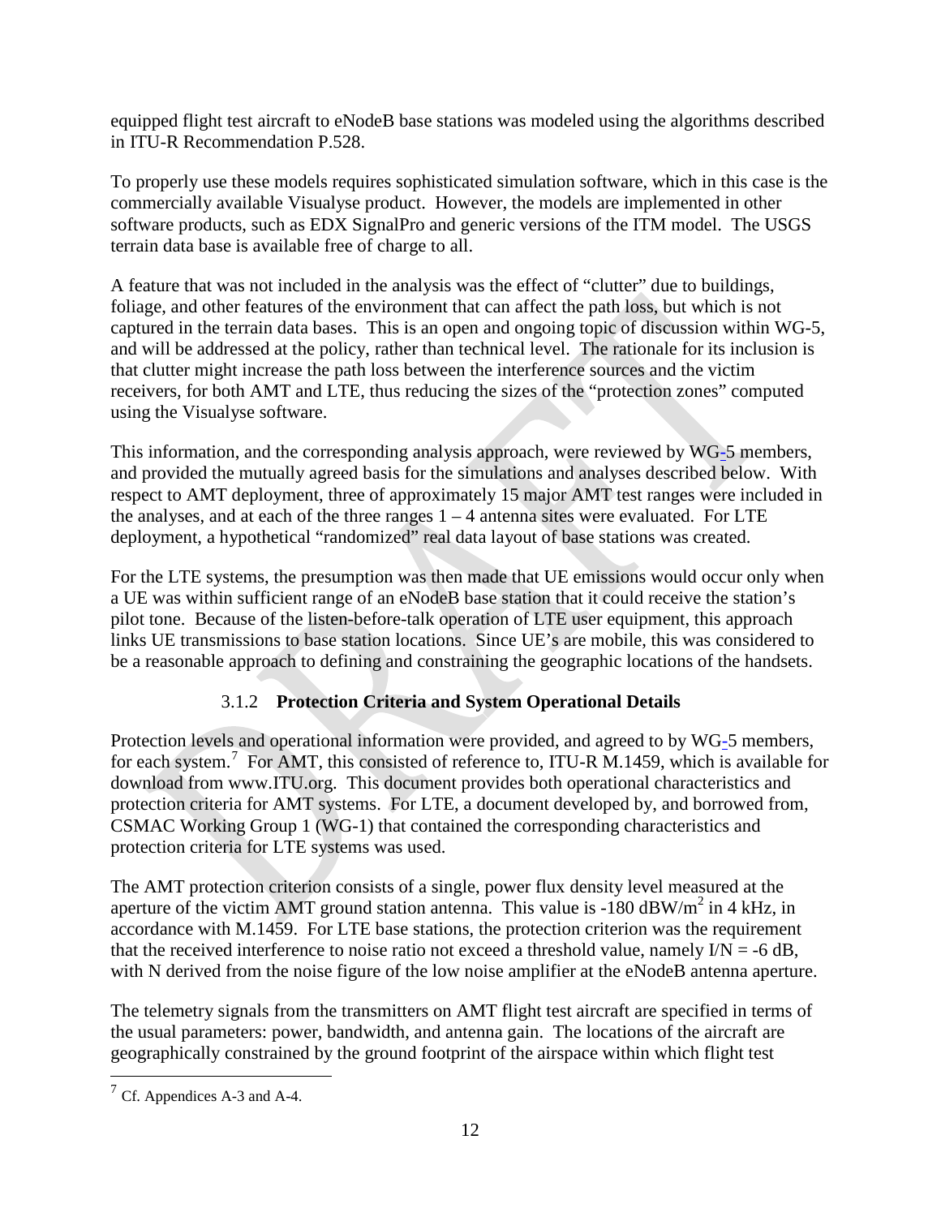equipped flight test aircraft to eNodeB base stations was modeled using the algorithms described in ITU-R Recommendation P.528.

To properly use these models requires sophisticated simulation software, which in this case is the commercially available Visualyse product. However, the models are implemented in other software products, such as EDX SignalPro and generic versions of the ITM model. The USGS terrain data base is available free of charge to all.

A feature that was not included in the analysis was the effect of "clutter" due to buildings, foliage, and other features of the environment that can affect the path loss, but which is not captured in the terrain data bases. This is an open and ongoing topic of discussion within WG-5, and will be addressed at the policy, rather than technical level. The rationale for its inclusion is that clutter might increase the path loss between the interference sources and the victim receivers, for both AMT and LTE, thus reducing the sizes of the "protection zones" computed using the Visualyse software.

This information, and the corresponding analysis approach, were reviewed by WG-5 members, and provided the mutually agreed basis for the simulations and analyses described below. With respect to AMT deployment, three of approximately 15 major AMT test ranges were included in the analyses, and at each of the three ranges 1 – 4 antenna sites were evaluated. For LTE deployment, a hypothetical "randomized" real data layout of base stations was created.

For the LTE systems, the presumption was then made that UE emissions would occur only when a UE was within sufficient range of an eNodeB base station that it could receive the station's pilot tone. Because of the listen-before-talk operation of LTE user equipment, this approach links UE transmissions to base station locations. Since UE's are mobile, this was considered to be a reasonable approach to defining and constraining the geographic locations of the handsets.

### 3.1.2 Protection Criteria and System Operational Details

Protection levels and operational information were provided, and agreed to by WG-5 members, for each system.[7] For AMT, this consisted of reference to, ITU-R M.1459, which is available for download from www.ITU.org. This document provides both operational characteristics and protection criteria for AMT systems. For LTE, a document developed by, and borrowed from, CSMAC Working Group 1 (WG-1) that contained the corresponding characteristics and protection criteria for LTE systems was used.

The AMT protection criterion consists of a single, power flux density level measured at the aperture of the victim AMT ground station antenna. This value is -180 dBW/m$^2$ in 4 kHz, in accordance with M.1459. For LTE base stations, the protection criterion was the requirement that the received interference to noise ratio not exceed a threshold value, namely I/N = -6 dB, with N derived from the noise figure of the low noise amplifier at the eNodeB antenna aperture.

The telemetry signals from the transmitters on AMT flight test aircraft are specified in terms of the usual parameters: power, bandwidth, and antenna gain. The locations of the aircraft are geographically constrained by the ground footprint of the airspace within which flight test

---

[7] Cf. Appendices A-3 and A-4.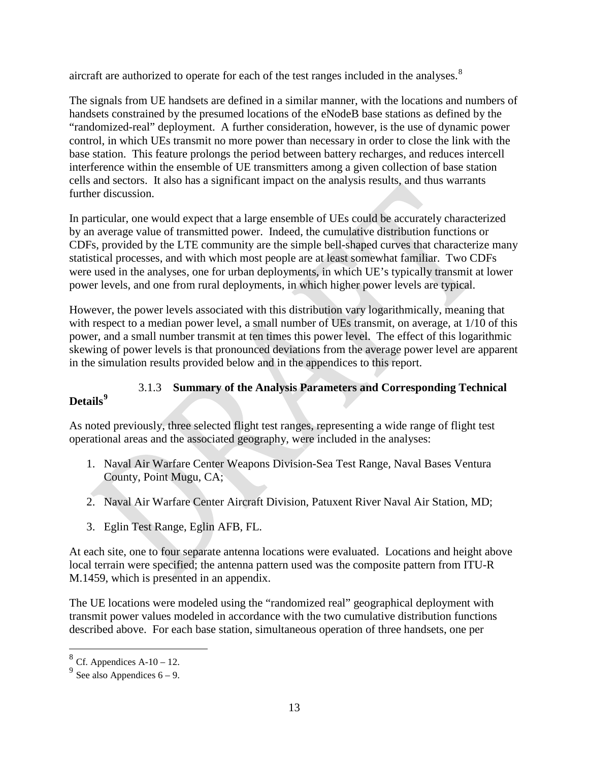aircraft are authorized to operate for each of the test ranges included in the analyses.[8]

The signals from UE handsets are defined in a similar manner, with the locations and numbers of handsets constrained by the presumed locations of the eNodeB base stations as defined by the "randomized-real" deployment. A further consideration, however, is the use of dynamic power control, in which UEs transmit no more power than necessary in order to close the link with the base station. This feature prolongs the period between battery recharges, and reduces intercell interference within the ensemble of UE transmitters among a given collection of base station cells and sectors. It also has a significant impact on the analysis results, and thus warrants further discussion.

In particular, one would expect that a large ensemble of UEs could be accurately characterized by an average value of transmitted power. Indeed, the cumulative distribution functions or CDFs, provided by the LTE community are the simple bell-shaped curves that characterize many statistical processes, and with which most people are at least somewhat familiar. Two CDFs were used in the analyses, one for urban deployments, in which UE's typically transmit at lower power levels, and one from rural deployments, in which higher power levels are typical.

However, the power levels associated with this distribution vary logarithmically, meaning that with respect to a median power level, a small number of UEs transmit, on average, at 1/10 of this power, and a small number transmit at ten times this power level. The effect of this logarithmic skewing of power levels is that pronounced deviations from the average power level are apparent in the simulation results provided below and in the appendices to this report.

### 3.1.3 Summary of the Analysis Parameters and Corresponding Technical Details[9]

As noted previously, three selected flight test ranges, representing a wide range of flight test operational areas and the associated geography, were included in the analyses:

1. Naval Air Warfare Center Weapons Division-Sea Test Range, Naval Bases Ventura County, Point Mugu, CA;

2. Naval Air Warfare Center Aircraft Division, Patuxent River Naval Air Station, MD;

3. Eglin Test Range, Eglin AFB, FL.

At each site, one to four separate antenna locations were evaluated. Locations and height above local terrain were specified; the antenna pattern used was the composite pattern from ITU-R M.1459, which is presented in an appendix.

The UE locations were modeled using the "randomized real" geographical deployment with transmit power values modeled in accordance with the two cumulative distribution functions described above. For each base station, simultaneous operation of three handsets, one per

---

[8] Cf. Appendices A-10 – 12.

[9] See also Appendices 6 – 9.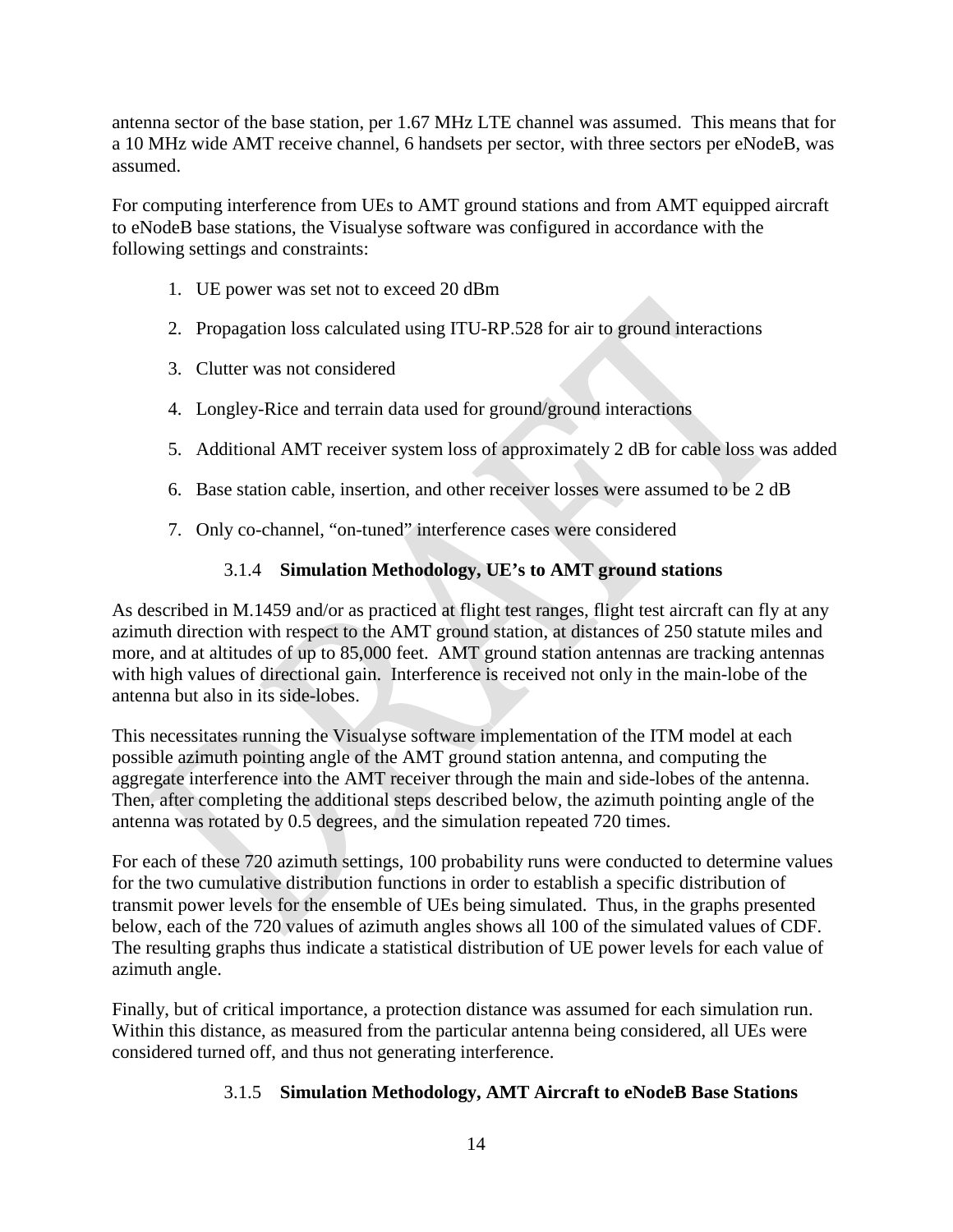antenna sector of the base station, per 1.67 MHz LTE channel was assumed. This means that for a 10 MHz wide AMT receive channel, 6 handsets per sector, with three sectors per eNodeB, was assumed.

For computing interference from UEs to AMT ground stations and from AMT equipped aircraft to eNodeB base stations, the Visualyse software was configured in accordance with the following settings and constraints:

1. UE power was set not to exceed 20 dBm
2. Propagation loss calculated using ITU-RP.528 for air to ground interactions
3. Clutter was not considered
4. Longley-Rice and terrain data used for ground/ground interactions
5. Additional AMT receiver system loss of approximately 2 dB for cable loss was added
6. Base station cable, insertion, and other receiver losses were assumed to be 2 dB
7. Only co-channel, "on-tuned" interference cases were considered

### 3.1.4 Simulation Methodology, UE's to AMT ground stations

As described in M.1459 and/or as practiced at flight test ranges, flight test aircraft can fly at any azimuth direction with respect to the AMT ground station, at distances of 250 statute miles and more, and at altitudes of up to 85,000 feet. AMT ground station antennas are tracking antennas with high values of directional gain. Interference is received not only in the main-lobe of the antenna but also in its side-lobes.

This necessitates running the Visualyse software implementation of the ITM model at each possible azimuth pointing angle of the AMT ground station antenna, and computing the aggregate interference into the AMT receiver through the main and side-lobes of the antenna. Then, after completing the additional steps described below, the azimuth pointing angle of the antenna was rotated by 0.5 degrees, and the simulation repeated 720 times.

For each of these 720 azimuth settings, 100 probability runs were conducted to determine values for the two cumulative distribution functions in order to establish a specific distribution of transmit power levels for the ensemble of UEs being simulated. Thus, in the graphs presented below, each of the 720 values of azimuth angles shows all 100 of the simulated values of CDF. The resulting graphs thus indicate a statistical distribution of UE power levels for each value of azimuth angle.

Finally, but of critical importance, a protection distance was assumed for each simulation run. Within this distance, as measured from the particular antenna being considered, all UEs were considered turned off, and thus not generating interference.

### 3.1.5 Simulation Methodology, AMT Aircraft to eNodeB Base Stations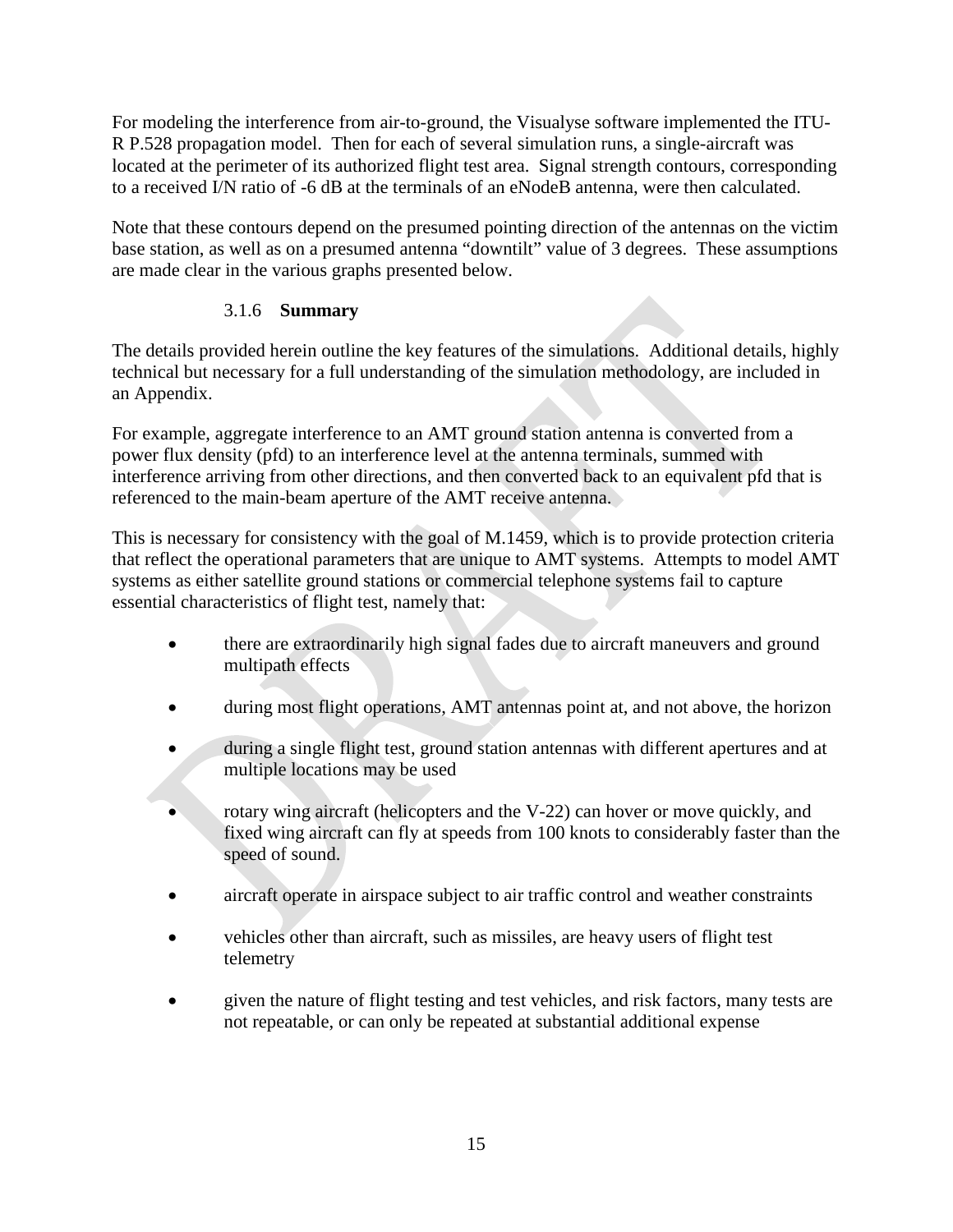For modeling the interference from air-to-ground, the Visualyse software implemented the ITU-R P.528 propagation model. Then for each of several simulation runs, a single-aircraft was located at the perimeter of its authorized flight test area. Signal strength contours, corresponding to a received I/N ratio of -6 dB at the terminals of an eNodeB antenna, were then calculated.

Note that these contours depend on the presumed pointing direction of the antennas on the victim base station, as well as on a presumed antenna "downtilt" value of 3 degrees. These assumptions are made clear in the various graphs presented below.

### 3.1.6 Summary

The details provided herein outline the key features of the simulations. Additional details, highly technical but necessary for a full understanding of the simulation methodology, are included in an Appendix.

For example, aggregate interference to an AMT ground station antenna is converted from a power flux density (pfd) to an interference level at the antenna terminals, summed with interference arriving from other directions, and then converted back to an equivalent pfd that is referenced to the main-beam aperture of the AMT receive antenna.

This is necessary for consistency with the goal of M.1459, which is to provide protection criteria that reflect the operational parameters that are unique to AMT systems. Attempts to model AMT systems as either satellite ground stations or commercial telephone systems fail to capture essential characteristics of flight test, namely that:

- there are extraordinarily high signal fades due to aircraft maneuvers and ground multipath effects
- during most flight operations, AMT antennas point at, and not above, the horizon
- during a single flight test, ground station antennas with different apertures and at multiple locations may be used
- rotary wing aircraft (helicopters and the V-22) can hover or move quickly, and fixed wing aircraft can fly at speeds from 100 knots to considerably faster than the speed of sound.
- aircraft operate in airspace subject to air traffic control and weather constraints
- vehicles other than aircraft, such as missiles, are heavy users of flight test telemetry
- given the nature of flight testing and test vehicles, and risk factors, many tests are not repeatable, or can only be repeated at substantial additional expense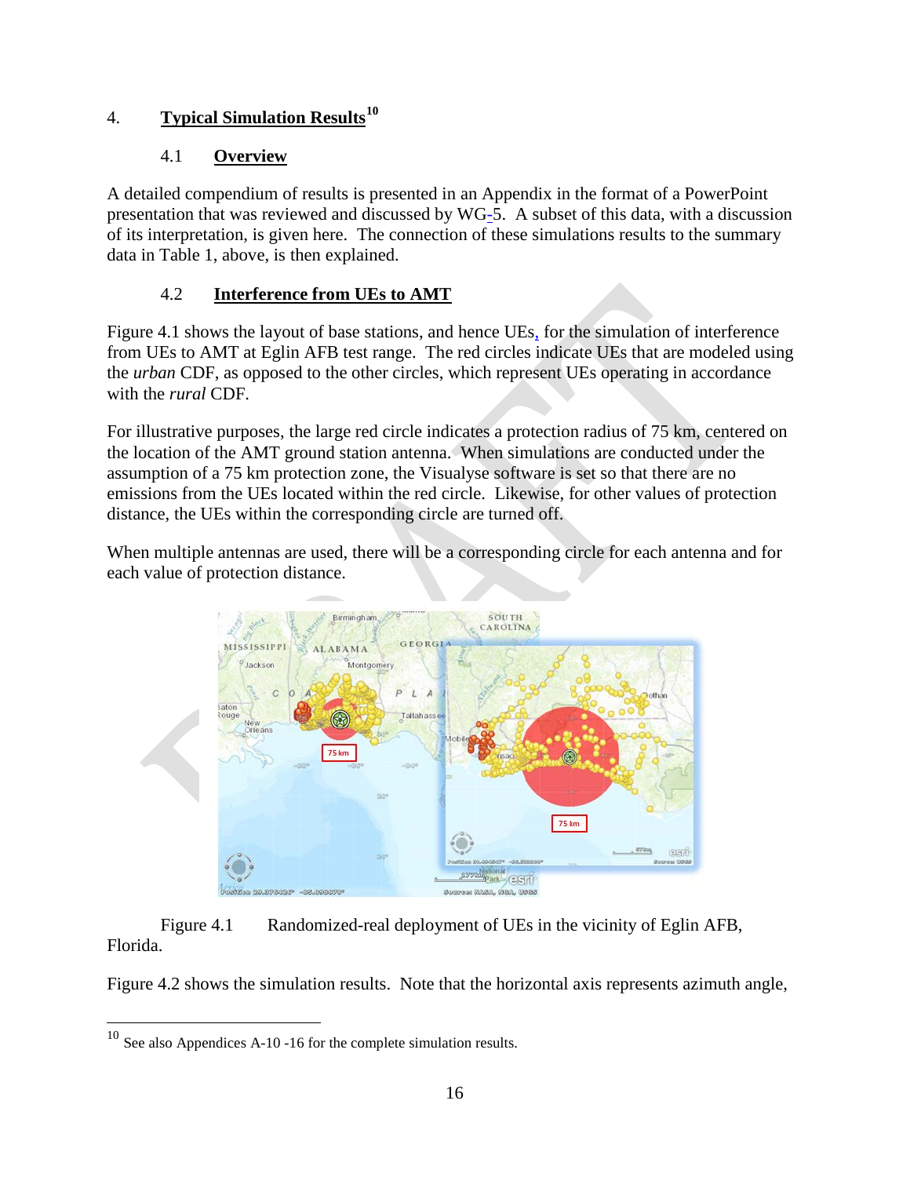## 4. Typical Simulation Results[10]

### 4.1 Overview

A detailed compendium of results is presented in an Appendix in the format of a PowerPoint presentation that was reviewed and discussed by WG-5. A subset of this data, with a discussion of its interpretation, is given here. The connection of these simulations results to the summary data in Table 1, above, is then explained.

### 4.2 Interference from UEs to AMT

Figure 4.1 shows the layout of base stations, and hence UEs, for the simulation of interference from UEs to AMT at Eglin AFB test range. The red circles indicate UEs that are modeled using the *urban* CDF, as opposed to the other circles, which represent UEs operating in accordance with the *rural* CDF.

For illustrative purposes, the large red circle indicates a protection radius of 75 km, centered on the location of the AMT ground station antenna. When simulations are conducted under the assumption of a 75 km protection zone, the Visualyse software is set so that there are no emissions from the UEs located within the red circle. Likewise, for other values of protection distance, the UEs within the corresponding circle are turned off.

When multiple antennas are used, there will be a corresponding circle for each antenna and for each value of protection distance.

Figure 4.1 Randomized-real deployment of UEs in the vicinity of Eglin AFB, Florida.

Figure 4.2 shows the simulation results. Note that the horizontal axis represents azimuth angle,

[10] See also Appendices A-10 -16 for the complete simulation results.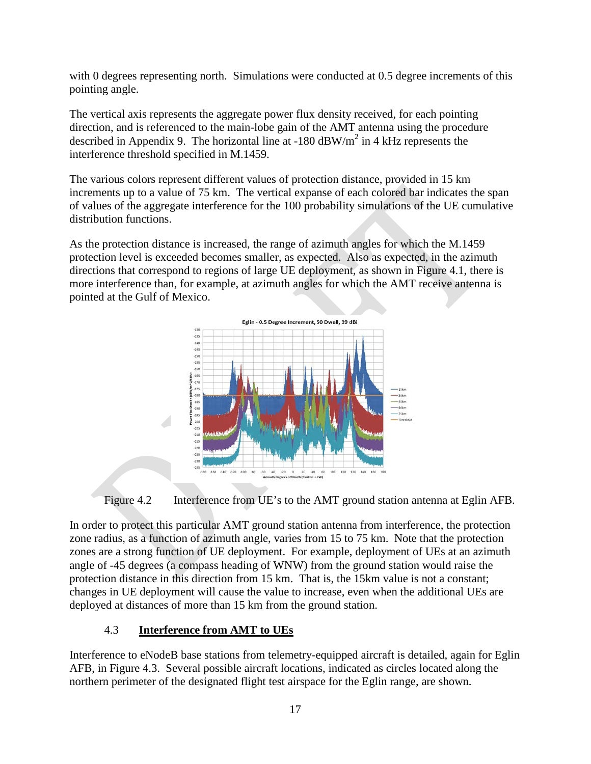with 0 degrees representing north. Simulations were conducted at 0.5 degree increments of this pointing angle.

The vertical axis represents the aggregate power flux density received, for each pointing direction, and is referenced to the main-lobe gain of the AMT antenna using the procedure described in Appendix 9. The horizontal line at -180 dBW/m$^2$ in 4 kHz represents the interference threshold specified in M.1459.

The various colors represent different values of protection distance, provided in 15 km increments up to a value of 75 km. The vertical expanse of each colored bar indicates the span of values of the aggregate interference for the 100 probability simulations of the UE cumulative distribution functions.

As the protection distance is increased, the range of azimuth angles for which the M.1459 protection level is exceeded becomes smaller, as expected. Also as expected, in the azimuth directions that correspond to regions of large UE deployment, as shown in Figure 4.1, there is more interference than, for example, at azimuth angles for which the AMT receive antenna is pointed at the Gulf of Mexico.

Figure 4.2 Interference from UE's to the AMT ground station antenna at Eglin AFB.

In order to protect this particular AMT ground station antenna from interference, the protection zone radius, as a function of azimuth angle, varies from 15 to 75 km. Note that the protection zones are a strong function of UE deployment. For example, deployment of UEs at an azimuth angle of -45 degrees (a compass heading of WNW) from the ground station would raise the protection distance in this direction from 15 km. That is, the 15km value is not a constant; changes in UE deployment will cause the value to increase, even when the additional UEs are deployed at distances of more than 15 km from the ground station.

## 4.3 Interference from AMT to UEs

Interference to eNodeB base stations from telemetry-equipped aircraft is detailed, again for Eglin AFB, in Figure 4.3. Several possible aircraft locations, indicated as circles located along the northern perimeter of the designated flight test airspace for the Eglin range, are shown.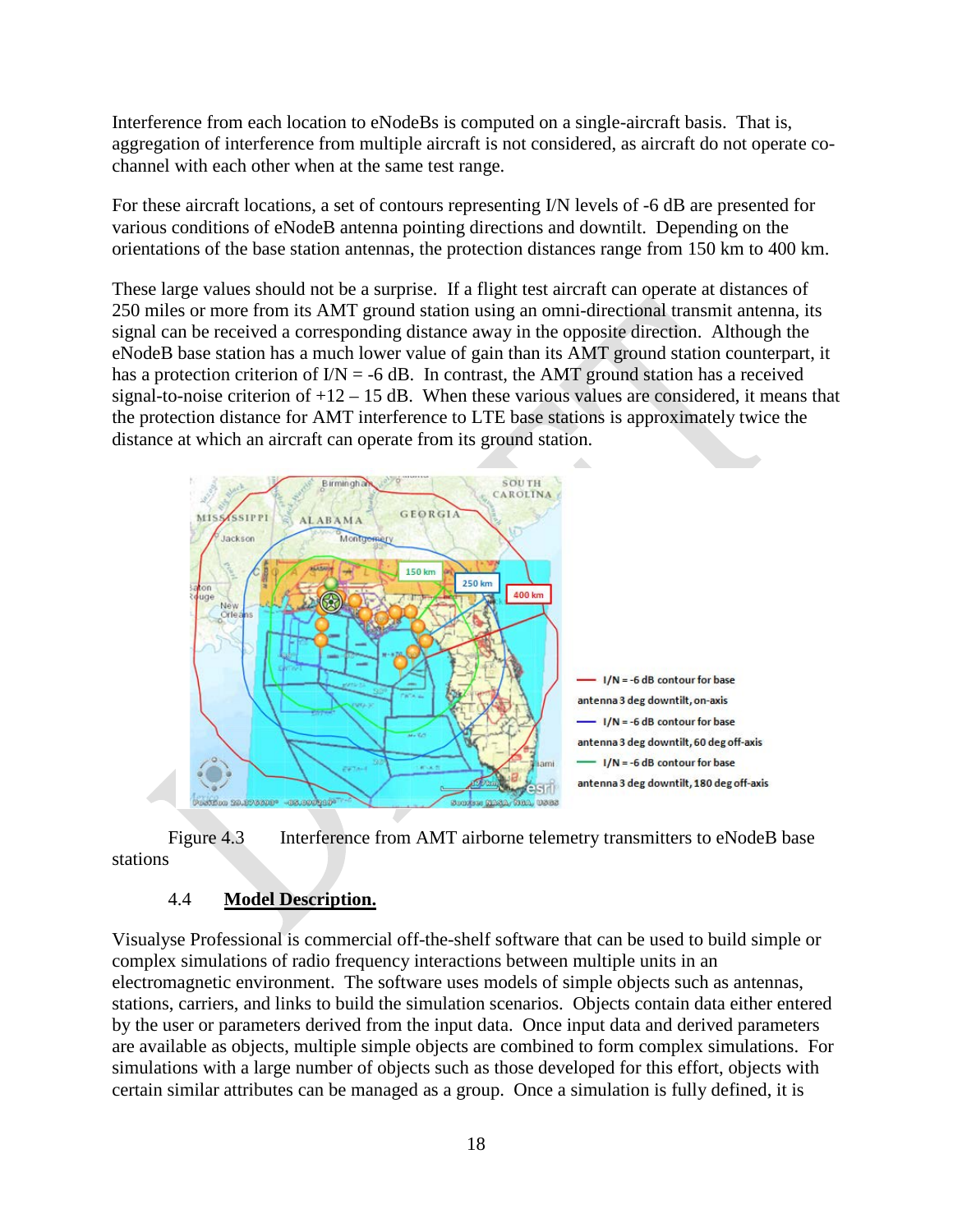Interference from each location to eNodeBs is computed on a single-aircraft basis. That is, aggregation of interference from multiple aircraft is not considered, as aircraft do not operate co-channel with each other when at the same test range.

For these aircraft locations, a set of contours representing I/N levels of -6 dB are presented for various conditions of eNodeB antenna pointing directions and downtilt. Depending on the orientations of the base station antennas, the protection distances range from 150 km to 400 km.

These large values should not be a surprise. If a flight test aircraft can operate at distances of 250 miles or more from its AMT ground station using an omni-directional transmit antenna, its signal can be received a corresponding distance away in the opposite direction. Although the eNodeB base station has a much lower value of gain than its AMT ground station counterpart, it has a protection criterion of I/N = -6 dB. In contrast, the AMT ground station has a received signal-to-noise criterion of +12 – 15 dB. When these various values are considered, it means that the protection distance for AMT interference to LTE base stations is approximately twice the distance at which an aircraft can operate from its ground station.

Figure 4.3 Interference from AMT airborne telemetry transmitters to eNodeB base stations

## 4.4 Model Description.

Visualyse Professional is commercial off-the-shelf software that can be used to build simple or complex simulations of radio frequency interactions between multiple units in an electromagnetic environment. The software uses models of simple objects such as antennas, stations, carriers, and links to build the simulation scenarios. Objects contain data either entered by the user or parameters derived from the input data. Once input data and derived parameters are available as objects, multiple simple objects are combined to form complex simulations. For simulations with a large number of objects such as those developed for this effort, objects with certain similar attributes can be managed as a group. Once a simulation is fully defined, it is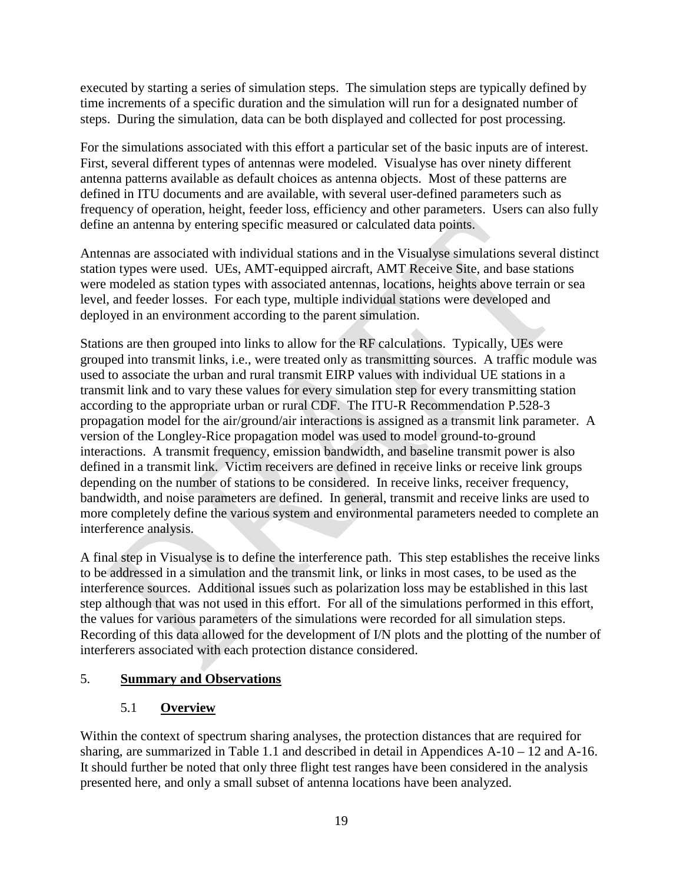executed by starting a series of simulation steps. The simulation steps are typically defined by time increments of a specific duration and the simulation will run for a designated number of steps. During the simulation, data can be both displayed and collected for post processing.

For the simulations associated with this effort a particular set of the basic inputs are of interest. First, several different types of antennas were modeled. Visualyse has over ninety different antenna patterns available as default choices as antenna objects. Most of these patterns are defined in ITU documents and are available, with several user-defined parameters such as frequency of operation, height, feeder loss, efficiency and other parameters. Users can also fully define an antenna by entering specific measured or calculated data points.

Antennas are associated with individual stations and in the Visualyse simulations several distinct station types were used. UEs, AMT-equipped aircraft, AMT Receive Site, and base stations were modeled as station types with associated antennas, locations, heights above terrain or sea level, and feeder losses. For each type, multiple individual stations were developed and deployed in an environment according to the parent simulation.

Stations are then grouped into links to allow for the RF calculations. Typically, UEs were grouped into transmit links, i.e., were treated only as transmitting sources. A traffic module was used to associate the urban and rural transmit EIRP values with individual UE stations in a transmit link and to vary these values for every simulation step for every transmitting station according to the appropriate urban or rural CDF. The ITU-R Recommendation P.528-3 propagation model for the air/ground/air interactions is assigned as a transmit link parameter. A version of the Longley-Rice propagation model was used to model ground-to-ground interactions. A transmit frequency, emission bandwidth, and baseline transmit power is also defined in a transmit link. Victim receivers are defined in receive links or receive link groups depending on the number of stations to be considered. In receive links, receiver frequency, bandwidth, and noise parameters are defined. In general, transmit and receive links are used to more completely define the various system and environmental parameters needed to complete an interference analysis.

A final step in Visualyse is to define the interference path. This step establishes the receive links to be addressed in a simulation and the transmit link, or links in most cases, to be used as the interference sources. Additional issues such as polarization loss may be established in this last step although that was not used in this effort. For all of the simulations performed in this effort, the values for various parameters of the simulations were recorded for all simulation steps. Recording of this data allowed for the development of I/N plots and the plotting of the number of interferers associated with each protection distance considered.

## 5. Summary and Observations

### 5.1 Overview

Within the context of spectrum sharing analyses, the protection distances that are required for sharing, are summarized in Table 1.1 and described in detail in Appendices A-10 – 12 and A-16. It should further be noted that only three flight test ranges have been considered in the analysis presented here, and only a small subset of antenna locations have been analyzed.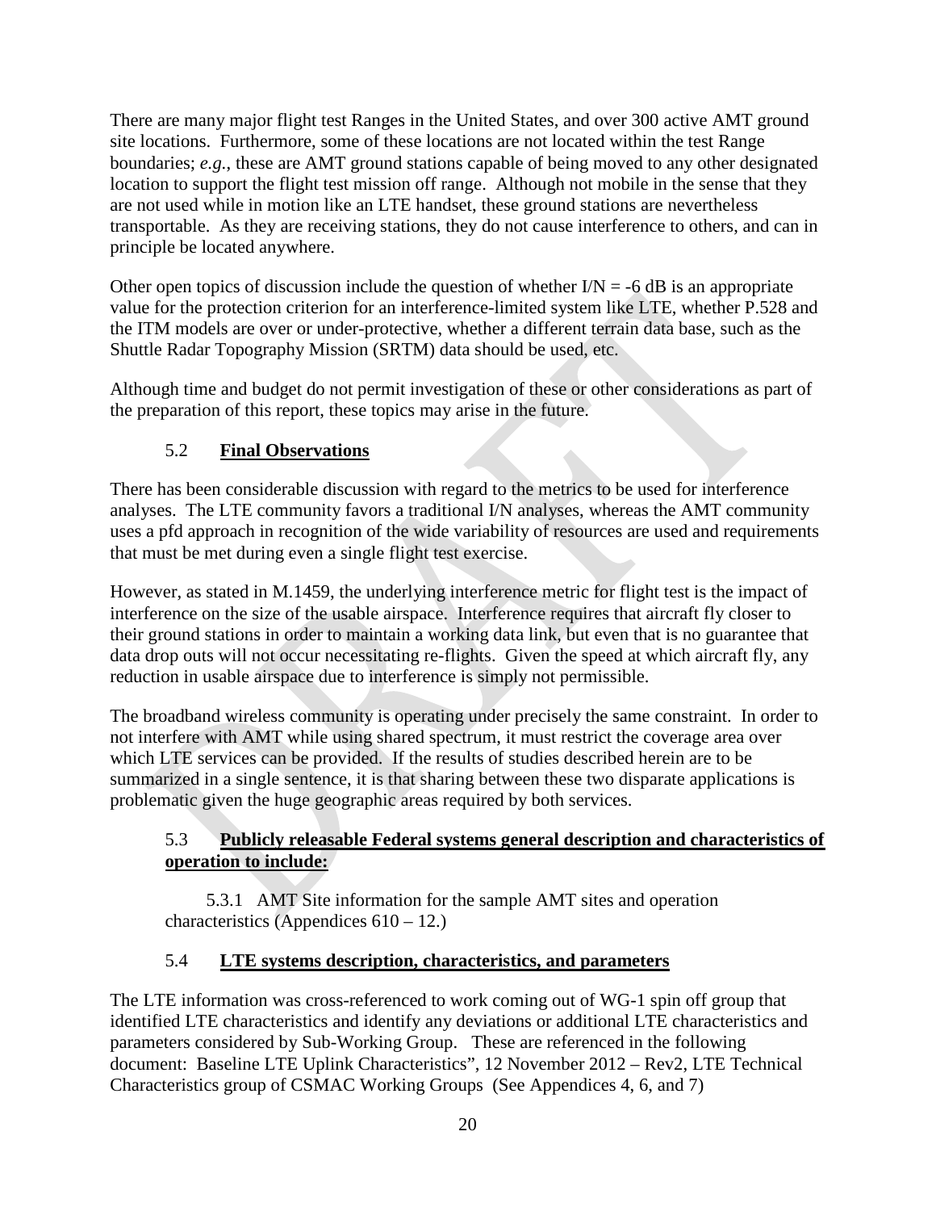There are many major flight test Ranges in the United States, and over 300 active AMT ground site locations. Furthermore, some of these locations are not located within the test Range boundaries; *e.g.*, these are AMT ground stations capable of being moved to any other designated location to support the flight test mission off range. Although not mobile in the sense that they are not used while in motion like an LTE handset, these ground stations are nevertheless transportable. As they are receiving stations, they do not cause interference to others, and can in principle be located anywhere.

Other open topics of discussion include the question of whether I/N = -6 dB is an appropriate value for the protection criterion for an interference-limited system like LTE, whether P.528 and the ITM models are over or under-protective, whether a different terrain data base, such as the Shuttle Radar Topography Mission (SRTM) data should be used, etc.

Although time and budget do not permit investigation of these or other considerations as part of the preparation of this report, these topics may arise in the future.

### 5.2 **Final Observations**

There has been considerable discussion with regard to the metrics to be used for interference analyses. The LTE community favors a traditional I/N analyses, whereas the AMT community uses a pfd approach in recognition of the wide variability of resources are used and requirements that must be met during even a single flight test exercise.

However, as stated in M.1459, the underlying interference metric for flight test is the impact of interference on the size of the usable airspace. Interference requires that aircraft fly closer to their ground stations in order to maintain a working data link, but even that is no guarantee that data drop outs will not occur necessitating re-flights. Given the speed at which aircraft fly, any reduction in usable airspace due to interference is simply not permissible.

The broadband wireless community is operating under precisely the same constraint. In order to not interfere with AMT while using shared spectrum, it must restrict the coverage area over which LTE services can be provided. If the results of studies described herein are to be summarized in a single sentence, it is that sharing between these two disparate applications is problematic given the huge geographic areas required by both services.

### 5.3 **Publicly releasable Federal systems general description and characteristics of operation to include:**

5.3.1 AMT Site information for the sample AMT sites and operation characteristics (Appendices 610 – 12.)

### 5.4 **LTE systems description, characteristics, and parameters**

The LTE information was cross-referenced to work coming out of WG-1 spin off group that identified LTE characteristics and identify any deviations or additional LTE characteristics and parameters considered by Sub-Working Group. These are referenced in the following document: Baseline LTE Uplink Characteristics", 12 November 2012 – Rev2, LTE Technical Characteristics group of CSMAC Working Groups (See Appendices 4, 6, and 7)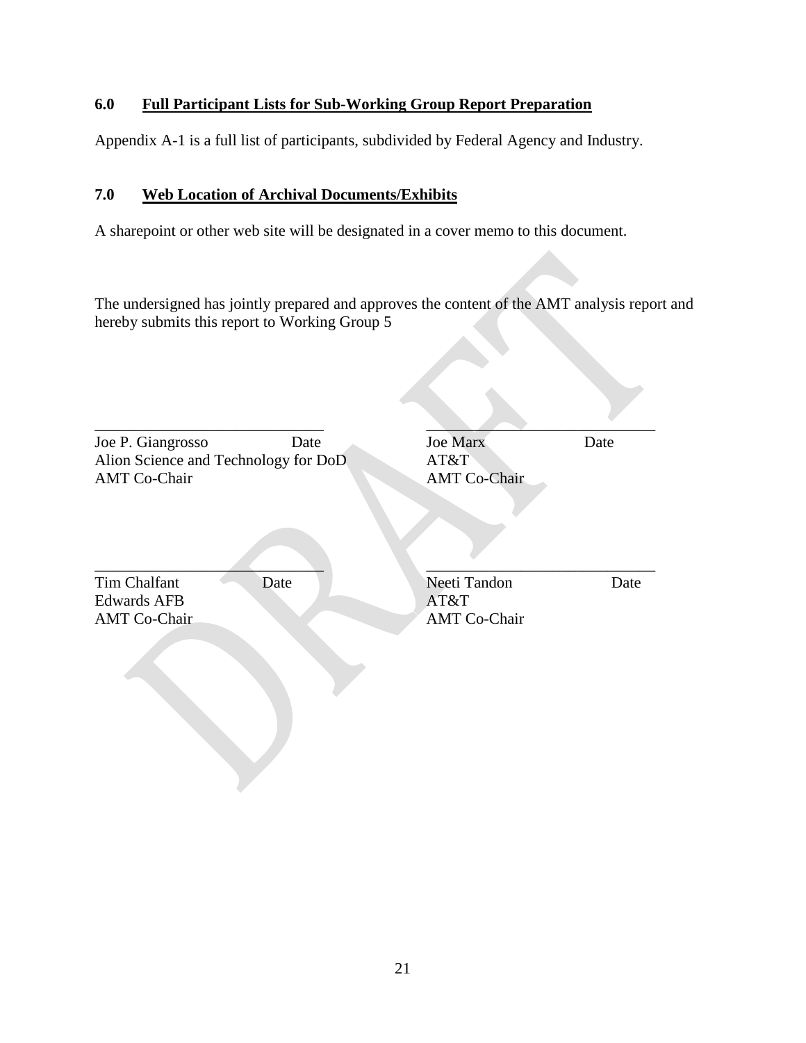## 6.0 Full Participant Lists for Sub-Working Group Report Preparation

Appendix A-1 is a full list of participants, subdivided by Federal Agency and Industry.

## 7.0 Web Location of Archival Documents/Exhibits

A sharepoint or other web site will be designated in a cover memo to this document.

The undersigned has jointly prepared and approves the content of the AMT analysis report and hereby submits this report to Working Group 5

\_\_\_\_\_\_\_\_\_\_\_\_\_\_\_\_\_\_\_\_\_\_\_\_\_\_\_\_\_\_
Joe P. Giangrosso Date
Alion Science and Technology for DoD
AMT Co-Chair

\_\_\_\_\_\_\_\_\_\_\_\_\_\_\_\_\_\_\_\_\_\_\_\_\_\_\_\_\_\_
Joe Marx Date
AT&T
AMT Co-Chair

\_\_\_\_\_\_\_\_\_\_\_\_\_\_\_\_\_\_\_\_\_\_\_\_\_\_\_\_\_\_
Tim Chalfant Date
Edwards AFB
AMT Co-Chair

\_\_\_\_\_\_\_\_\_\_\_\_\_\_\_\_\_\_\_\_\_\_\_\_\_\_\_\_\_\_
Neeti Tandon Date
AT&T
AMT Co-Chair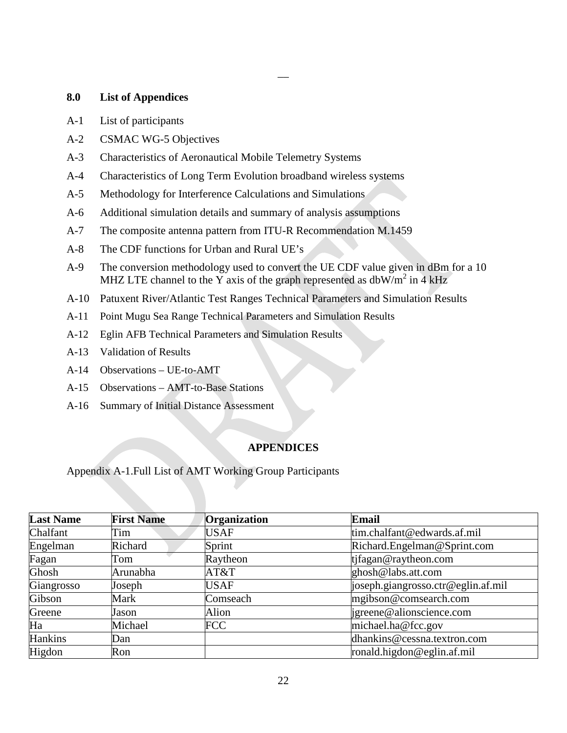## 8.0 List of Appendices

A-1 List of participants

A-2 CSMAC WG-5 Objectives

A-3 Characteristics of Aeronautical Mobile Telemetry Systems

A-4 Characteristics of Long Term Evolution broadband wireless systems

A-5 Methodology for Interference Calculations and Simulations

A-6 Additional simulation details and summary of analysis assumptions

A-7 The composite antenna pattern from ITU-R Recommendation M.1459

A-8 The CDF functions for Urban and Rural UE's

A-9 The conversion methodology used to convert the UE CDF value given in dBm for a 10 MHZ LTE channel to the Y axis of the graph represented as dbW/m$^2$ in 4 kHz

A-10 Patuxent River/Atlantic Test Ranges Technical Parameters and Simulation Results

A-11 Point Mugu Sea Range Technical Parameters and Simulation Results

A-12 Eglin AFB Technical Parameters and Simulation Results

A-13 Validation of Results

A-14 Observations – UE-to-AMT

A-15 Observations – AMT-to-Base Stations

A-16 Summary of Initial Distance Assessment

## APPENDICES

Appendix A-1.Full List of AMT Working Group Participants

| Last Name | First Name | Organization | Email |
|---|---|---|---|
| Chalfant | Tim | USAF | tim.chalfant@edwards.af.mil |
| Engelman | Richard | Sprint | Richard.Engelman@Sprint.com |
| Fagan | Tom | Raytheon | tjfagan@raytheon.com |
| Ghosh | Arunabha | AT&T | ghosh@labs.att.com |
| Giangrosso | Joseph | USAF | joseph.giangrosso.ctr@eglin.af.mil |
| Gibson | Mark | Comseach | mgibson@comsearch.com |
| Greene | Jason | Alion | jgreene@alionscience.com |
| Ha | Michael | FCC | michael.ha@fcc.gov |
| Hankins | Dan | | dhankins@cessna.textron.com |
| Higdon | Ron | | ronald.higdon@eglin.af.mil |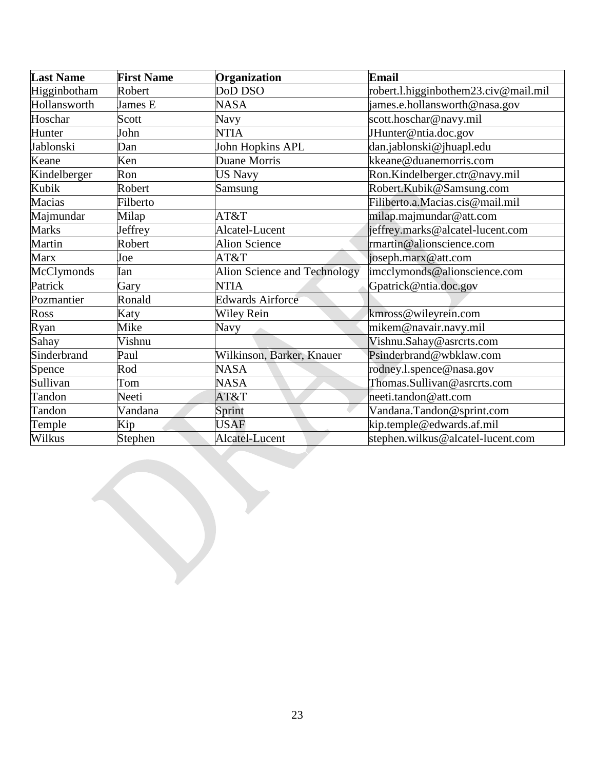| Last Name | First Name | Organization | Email |
|---|---|---|---|
| Higginbotham | Robert | DoD DSO | robert.l.higginbothem23.civ@mail.mil |
| Hollansworth | James E | NASA | james.e.hollansworth@nasa.gov |
| Hoschar | Scott | Navy | scott.hoschar@navy.mil |
| Hunter | John | NTIA | JHunter@ntia.doc.gov |
| Jablonski | Dan | John Hopkins APL | dan.jablonski@jhuapl.edu |
| Keane | Ken | Duane Morris | kkeane@duanemorris.com |
| Kindelberger | Ron | US Navy | Ron.Kindelberger.ctr@navy.mil |
| Kubik | Robert | Samsung | Robert.Kubik@Samsung.com |
| Macias | Filberto | | Filiberto.a.Macias.cis@mail.mil |
| Majmundar | Milap | AT&T | milap.majmundar@att.com |
| Marks | Jeffrey | Alcatel-Lucent | jeffrey.marks@alcatel-lucent.com |
| Martin | Robert | Alion Science | rmartin@alionscience.com |
| Marx | Joe | AT&T | joseph.marx@att.com |
| McClymonds | Ian | Alion Science and Technology | imcclymonds@alionscience.com |
| Patrick | Gary | NTIA | Gpatrick@ntia.doc.gov |
| Pozmantier | Ronald | Edwards Airforce | |
| Ross | Katy | Wiley Rein | kmross@wileyrein.com |
| Ryan | Mike | Navy | mikem@navair.navy.mil |
| Sahay | Vishnu | | Vishnu.Sahay@asrcrts.com |
| Sinderbrand | Paul | Wilkinson, Barker, Knauer | Psinderbrand@wbklaw.com |
| Spence | Rod | NASA | rodney.l.spence@nasa.gov |
| Sullivan | Tom | NASA | Thomas.Sullivan@asrcrts.com |
| Tandon | Neeti | AT&T | neeti.tandon@att.com |
| Tandon | Vandana | Sprint | Vandana.Tandon@sprint.com |
| Temple | Kip | USAF | kip.temple@edwards.af.mil |
| Wilkus | Stephen | Alcatel-Lucent | stephen.wilkus@alcatel-lucent.com |